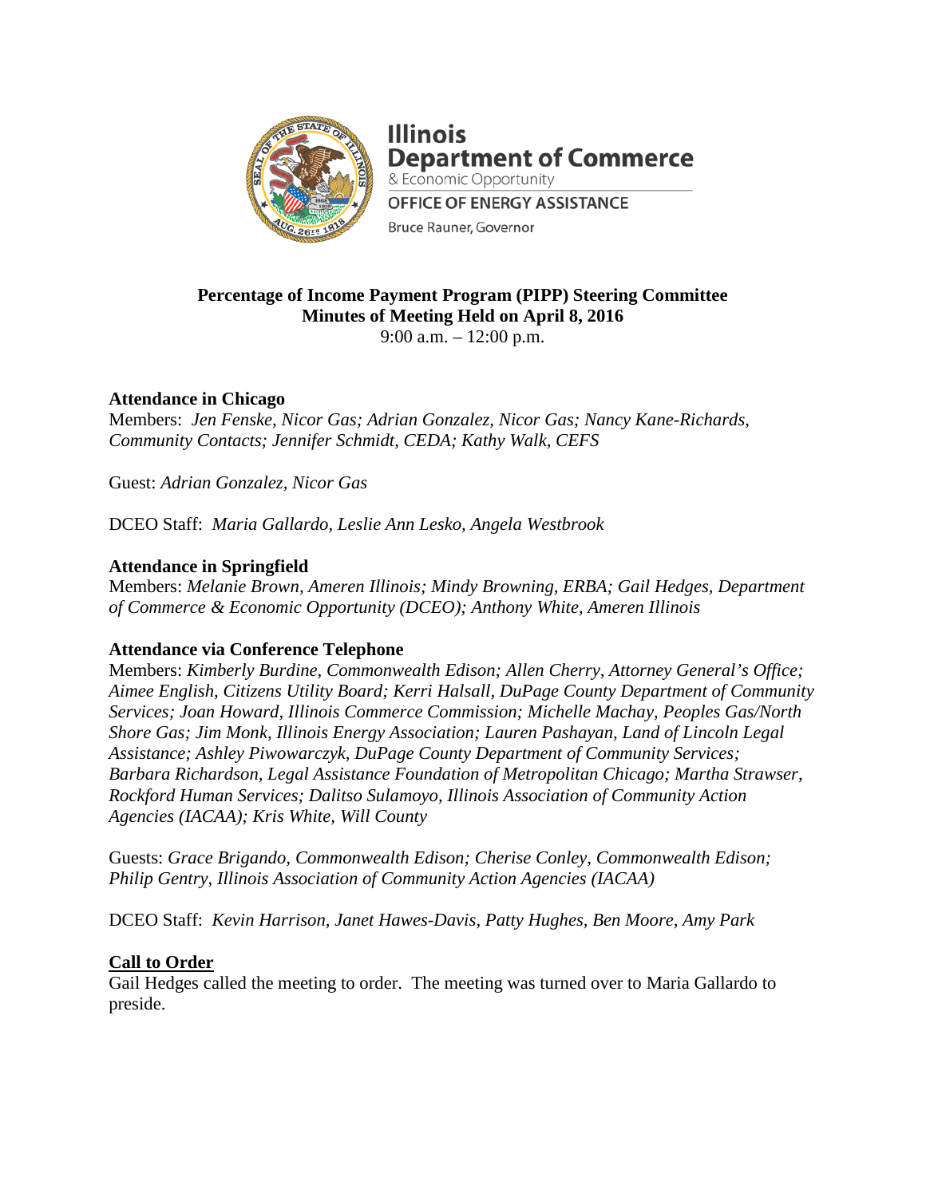**Illinois Department of Commerce**
& Economic Opportunity
**OFFICE OF ENERGY ASSISTANCE**
Bruce Rauner, Governor

**Percentage of Income Payment Program (PIPP) Steering Committee**
**Minutes of Meeting Held on April 8, 2016**
9:00 a.m. – 12:00 p.m.

**Attendance in Chicago**
Members: *Jen Fenske, Nicor Gas; Adrian Gonzalez, Nicor Gas; Nancy Kane-Richards, Community Contacts; Jennifer Schmidt, CEDA; Kathy Walk, CEFS*

Guest: *Adrian Gonzalez, Nicor Gas*

DCEO Staff: *Maria Gallardo, Leslie Ann Lesko, Angela Westbrook*

**Attendance in Springfield**
Members: *Melanie Brown, Ameren Illinois; Mindy Browning, ERBA; Gail Hedges, Department of Commerce & Economic Opportunity (DCEO); Anthony White, Ameren Illinois*

**Attendance via Conference Telephone**
Members: *Kimberly Burdine, Commonwealth Edison; Allen Cherry, Attorney General's Office; Aimee English, Citizens Utility Board; Kerri Halsall, DuPage County Department of Community Services; Joan Howard, Illinois Commerce Commission; Michelle Machay, Peoples Gas/North Shore Gas; Jim Monk, Illinois Energy Association; Lauren Pashayan, Land of Lincoln Legal Assistance; Ashley Piwowarczyk, DuPage County Department of Community Services; Barbara Richardson, Legal Assistance Foundation of Metropolitan Chicago; Martha Strawser, Rockford Human Services; Dalitso Sulamoyo, Illinois Association of Community Action Agencies (IACAA); Kris White, Will County*

Guests: *Grace Brigando, Commonwealth Edison; Cherise Conley, Commonwealth Edison; Philip Gentry, Illinois Association of Community Action Agencies (IACAA)*

DCEO Staff: *Kevin Harrison, Janet Hawes-Davis, Patty Hughes, Ben Moore, Amy Park*

**Call to Order**
Gail Hedges called the meeting to order. The meeting was turned over to Maria Gallardo to preside.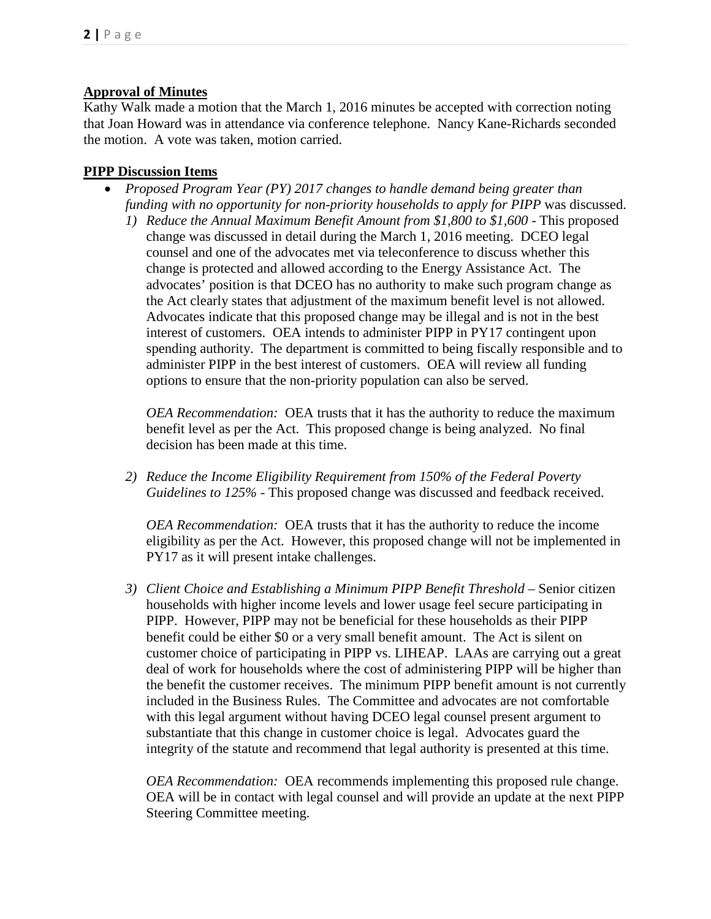**Approval of Minutes**

Kathy Walk made a motion that the March 1, 2016 minutes be accepted with correction noting that Joan Howard was in attendance via conference telephone. Nancy Kane-Richards seconded the motion. A vote was taken, motion carried.

**PIPP Discussion Items**

- *Proposed Program Year (PY) 2017 changes to handle demand being greater than funding with no opportunity for non-priority households to apply for PIPP* was discussed.
  1) *Reduce the Annual Maximum Benefit Amount from $1,800 to $1,600* - This proposed change was discussed in detail during the March 1, 2016 meeting. DCEO legal counsel and one of the advocates met via teleconference to discuss whether this change is protected and allowed according to the Energy Assistance Act. The advocates' position is that DCEO has no authority to make such program change as the Act clearly states that adjustment of the maximum benefit level is not allowed. Advocates indicate that this proposed change may be illegal and is not in the best interest of customers. OEA intends to administer PIPP in PY17 contingent upon spending authority. The department is committed to being fiscally responsible and to administer PIPP in the best interest of customers. OEA will review all funding options to ensure that the non-priority population can also be served.

     *OEA Recommendation:* OEA trusts that it has the authority to reduce the maximum benefit level as per the Act. This proposed change is being analyzed. No final decision has been made at this time.

  2) *Reduce the Income Eligibility Requirement from 150% of the Federal Poverty Guidelines to 125%* - This proposed change was discussed and feedback received.

     *OEA Recommendation:* OEA trusts that it has the authority to reduce the income eligibility as per the Act. However, this proposed change will not be implemented in PY17 as it will present intake challenges.

  3) *Client Choice and Establishing a Minimum PIPP Benefit Threshold* – Senior citizen households with higher income levels and lower usage feel secure participating in PIPP. However, PIPP may not be beneficial for these households as their PIPP benefit could be either $0 or a very small benefit amount. The Act is silent on customer choice of participating in PIPP vs. LIHEAP. LAAs are carrying out a great deal of work for households where the cost of administering PIPP will be higher than the benefit the customer receives. The minimum PIPP benefit amount is not currently included in the Business Rules. The Committee and advocates are not comfortable with this legal argument without having DCEO legal counsel present argument to substantiate that this change in customer choice is legal. Advocates guard the integrity of the statute and recommend that legal authority is presented at this time.

     *OEA Recommendation:* OEA recommends implementing this proposed rule change. OEA will be in contact with legal counsel and will provide an update at the next PIPP Steering Committee meeting.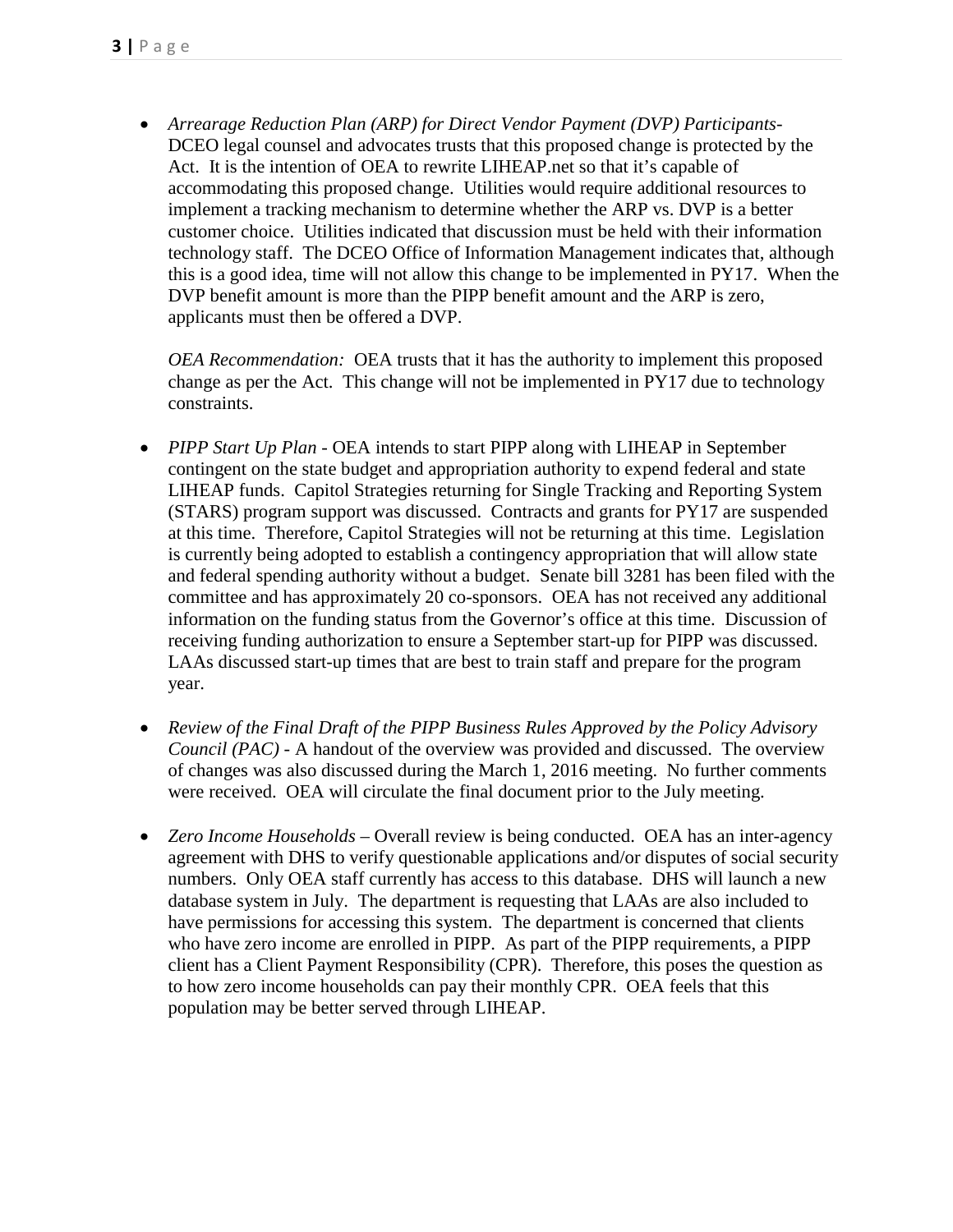- *Arrearage Reduction Plan (ARP) for Direct Vendor Payment (DVP) Participants*- DCEO legal counsel and advocates trusts that this proposed change is protected by the Act. It is the intention of OEA to rewrite LIHEAP.net so that it's capable of accommodating this proposed change. Utilities would require additional resources to implement a tracking mechanism to determine whether the ARP vs. DVP is a better customer choice. Utilities indicated that discussion must be held with their information technology staff. The DCEO Office of Information Management indicates that, although this is a good idea, time will not allow this change to be implemented in PY17. When the DVP benefit amount is more than the PIPP benefit amount and the ARP is zero, applicants must then be offered a DVP.

  *OEA Recommendation:* OEA trusts that it has the authority to implement this proposed change as per the Act. This change will not be implemented in PY17 due to technology constraints.

- *PIPP Start Up Plan* - OEA intends to start PIPP along with LIHEAP in September contingent on the state budget and appropriation authority to expend federal and state LIHEAP funds. Capitol Strategies returning for Single Tracking and Reporting System (STARS) program support was discussed. Contracts and grants for PY17 are suspended at this time. Therefore, Capitol Strategies will not be returning at this time. Legislation is currently being adopted to establish a contingency appropriation that will allow state and federal spending authority without a budget. Senate bill 3281 has been filed with the committee and has approximately 20 co-sponsors. OEA has not received any additional information on the funding status from the Governor's office at this time. Discussion of receiving funding authorization to ensure a September start-up for PIPP was discussed. LAAs discussed start-up times that are best to train staff and prepare for the program year.

- *Review of the Final Draft of the PIPP Business Rules Approved by the Policy Advisory Council (PAC)* - A handout of the overview was provided and discussed. The overview of changes was also discussed during the March 1, 2016 meeting. No further comments were received. OEA will circulate the final document prior to the July meeting.

- *Zero Income Households* – Overall review is being conducted. OEA has an inter-agency agreement with DHS to verify questionable applications and/or disputes of social security numbers. Only OEA staff currently has access to this database. DHS will launch a new database system in July. The department is requesting that LAAs are also included to have permissions for accessing this system. The department is concerned that clients who have zero income are enrolled in PIPP. As part of the PIPP requirements, a PIPP client has a Client Payment Responsibility (CPR). Therefore, this poses the question as to how zero income households can pay their monthly CPR. OEA feels that this population may be better served through LIHEAP.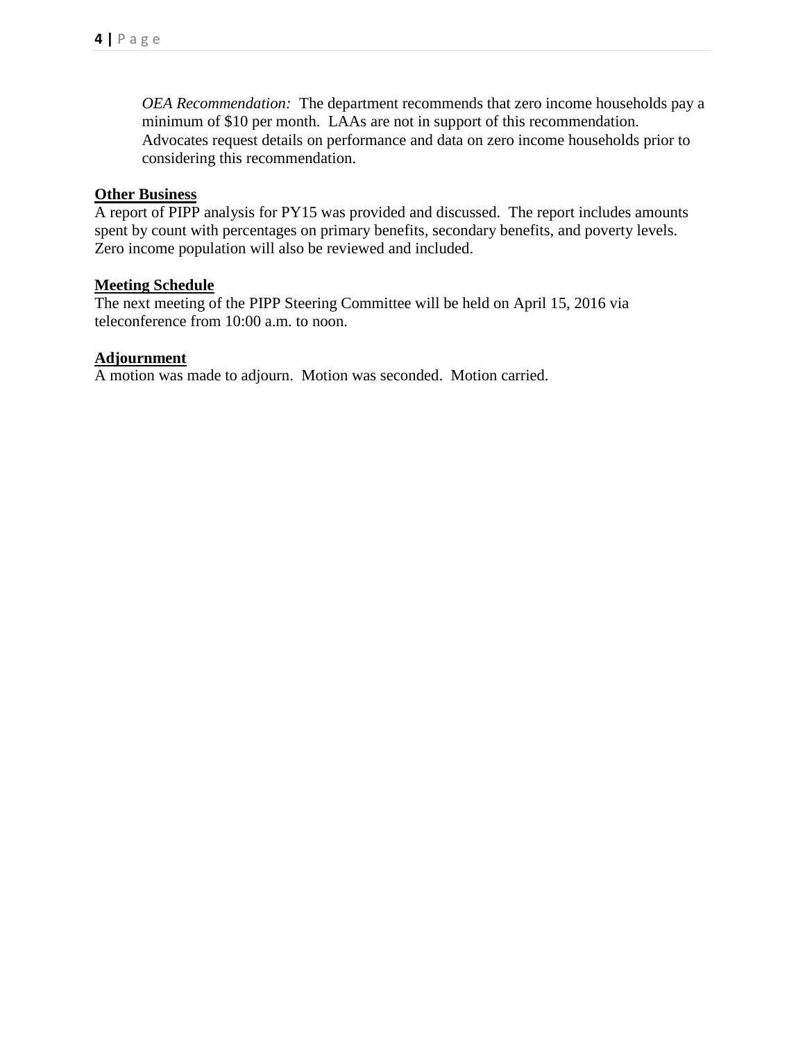*OEA Recommendation:* The department recommends that zero income households pay a minimum of $10 per month. LAAs are not in support of this recommendation. Advocates request details on performance and data on zero income households prior to considering this recommendation.

**Other Business**

A report of PIPP analysis for PY15 was provided and discussed. The report includes amounts spent by count with percentages on primary benefits, secondary benefits, and poverty levels. Zero income population will also be reviewed and included.

**Meeting Schedule**

The next meeting of the PIPP Steering Committee will be held on April 15, 2016 via teleconference from 10:00 a.m. to noon.

**Adjournment**

A motion was made to adjourn. Motion was seconded. Motion carried.